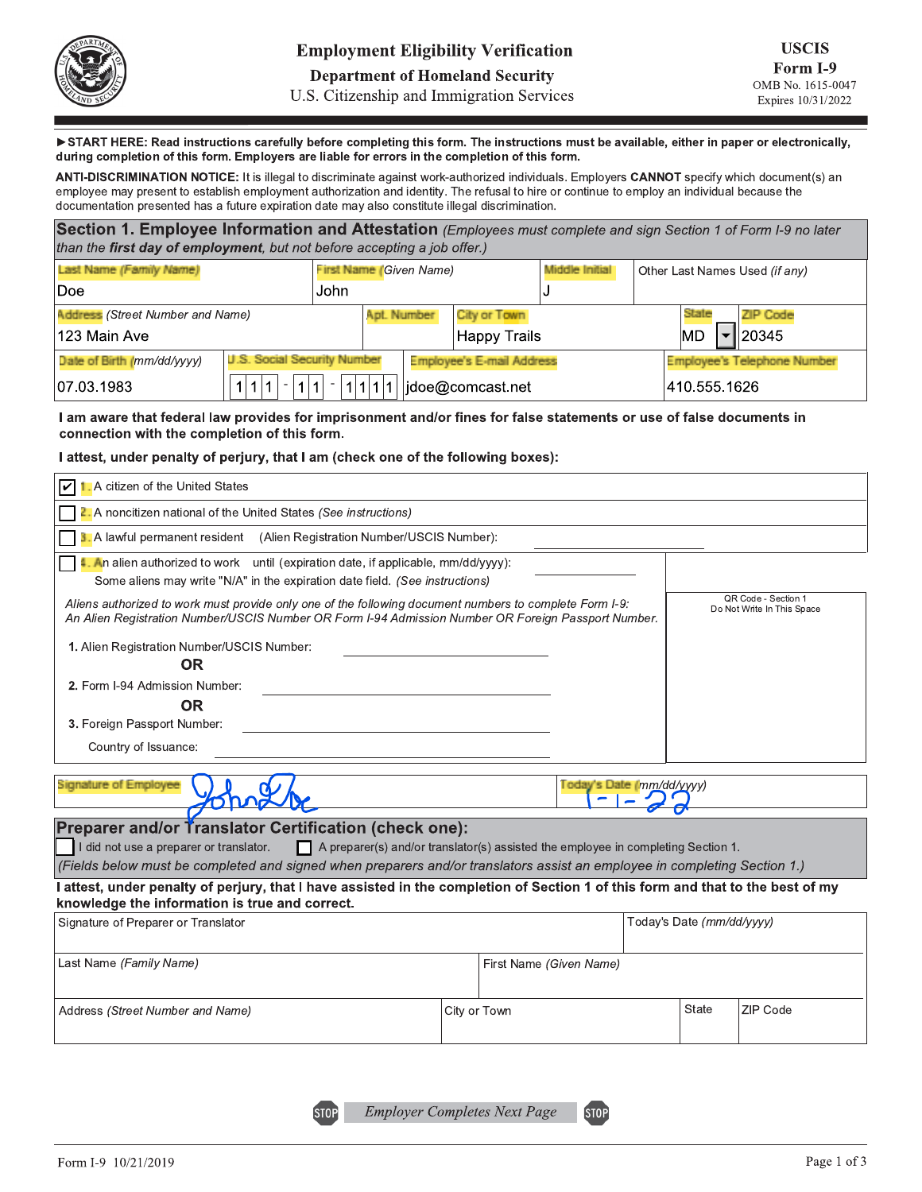# Employment Eligibility Verification

**Department of Homeland Security**
U.S. Citizenship and Immigration Services

**USCIS Form I-9**
OMB No. 1615-0047
Expires 10/31/2022

**►START HERE: Read instructions carefully before completing this form. The instructions must be available, either in paper or electronically, during completion of this form. Employers are liable for errors in the completion of this form.**

**ANTI-DISCRIMINATION NOTICE:** It is illegal to discriminate against work-authorized individuals. Employers **CANNOT** specify which document(s) an employee may present to establish employment authorization and identity. The refusal to hire or continue to employ an individual because the documentation presented has a future expiration date may also constitute illegal discrimination.

## Section 1. Employee Information and Attestation *(Employees must complete and sign Section 1 of Form I-9 no later than the **first day of employment**, but not before accepting a job offer.)*

| Last Name (Family Name) | First Name (Given Name) | Middle Initial | Other Last Names Used (if any) |
|---|---|---|---|
| Doe | John | J | |

| Address (Street Number and Name) | Apt. Number | City or Town | State | ZIP Code |
|---|---|---|---|---|
| 123 Main Ave | | Happy Trails | MD | 20345 |

| Date of Birth (mm/dd/yyyy) | U.S. Social Security Number | Employee's E-mail Address | Employee's Telephone Number |
|---|---|---|---|
| 07.03.1983 | 111-11-1111 | jdoe@comcast.net | 410.555.1626 |

**I am aware that federal law provides for imprisonment and/or fines for false statements or use of false documents in connection with the completion of this form.**

**I attest, under penalty of perjury, that I am (check one of the following boxes):**

- [x] 1. A citizen of the United States
- [ ] 2. A noncitizen national of the United States *(See instructions)*
- [ ] 3. A lawful permanent resident (Alien Registration Number/USCIS Number): ____________
- [ ] 4. An alien authorized to work until (expiration date, if applicable, mm/dd/yyyy): ____________
  Some aliens may write "N/A" in the expiration date field. *(See instructions)*

*Aliens authorized to work must provide only one of the following document numbers to complete Form I-9: An Alien Registration Number/USCIS Number OR Form I-94 Admission Number OR Foreign Passport Number.*

1. Alien Registration Number/USCIS Number: ____________

**OR**

2. Form I-94 Admission Number: ____________

**OR**

3. Foreign Passport Number: ____________

Country of Issuance: ____________

QR Code - Section 1
Do Not Write In This Space

| Signature of Employee | Today's Date (mm/dd/yyyy) |
|---|---|
| John Doe | 1-1-22 |

## Preparer and/or Translator Certification (check one):

- [ ] I did not use a preparer or translator.
- [ ] A preparer(s) and/or translator(s) assisted the employee in completing Section 1.

*(Fields below must be completed and signed when preparers and/or translators assist an employee in completing Section 1.)*

**I attest, under penalty of perjury, that I have assisted in the completion of Section 1 of this form and that to the best of my knowledge the information is true and correct.**

| Signature of Preparer or Translator | Today's Date (mm/dd/yyyy) |
|---|---|
| | |

| Last Name (Family Name) | First Name (Given Name) |
|---|---|
| | |

| Address (Street Number and Name) | City or Town | State | ZIP Code |
|---|---|---|---|
| | | | |

*Employer Completes Next Page*

Form I-9 10/21/2019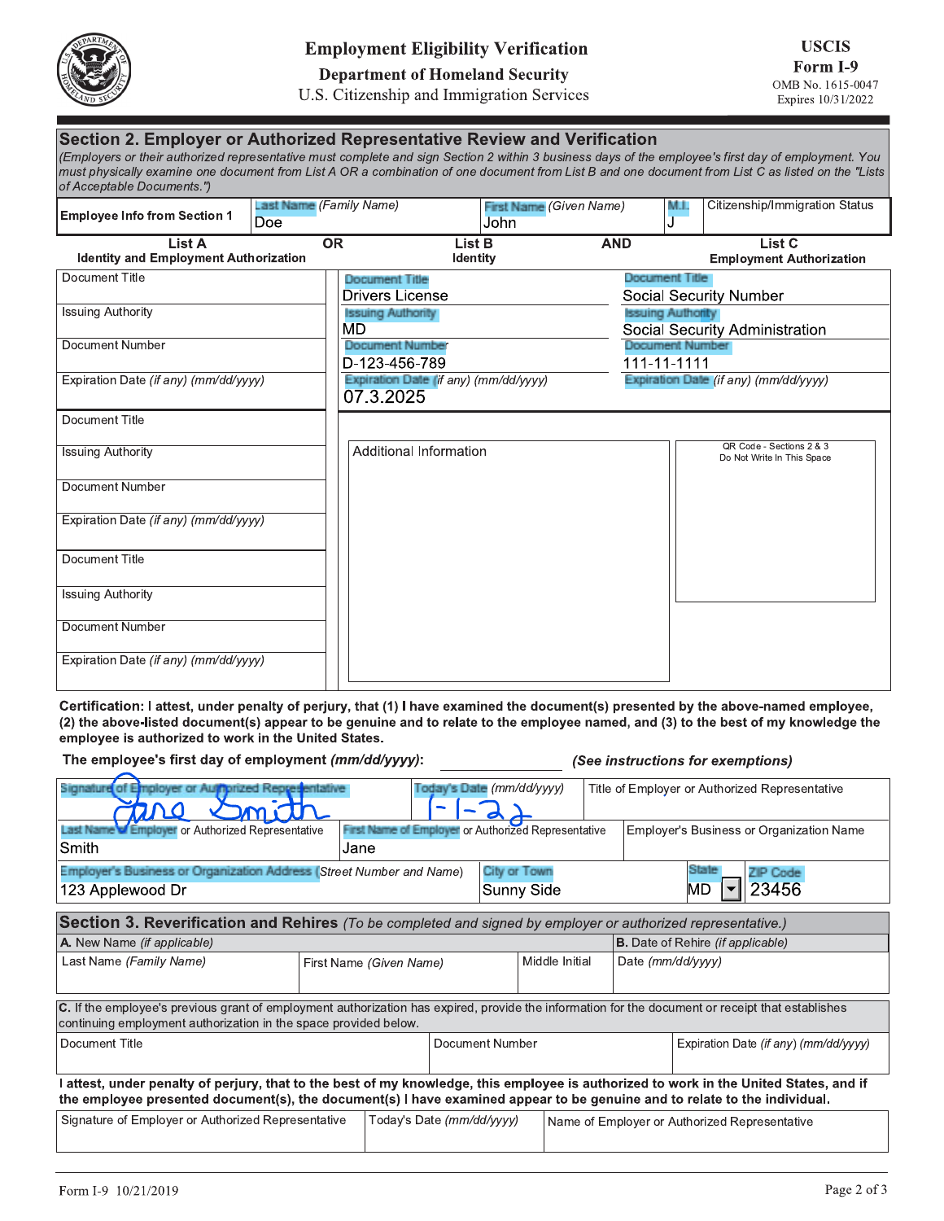# Employment Eligibility Verification

**Department of Homeland Security**

U.S. Citizenship and Immigration Services

**USCIS Form I-9**

OMB No. 1615-0047
Expires 10/31/2022

## Section 2. Employer or Authorized Representative Review and Verification

*(Employers or their authorized representative must complete and sign Section 2 within 3 business days of the employee's first day of employment. You must physically examine one document from List A OR a combination of one document from List B and one document from List C as listed on the "Lists of Acceptable Documents.")*

| Employee Info from Section 1 | Last Name (Family Name) | First Name (Given Name) | M.I. | Citizenship/Immigration Status |
|---|---|---|---|---|
| | Doe | John | J | |

| List A<br>Identity and Employment Authorization | OR | List B<br>Identity | AND | List C<br>Employment Authorization |
|---|---|---|---|---|
| Document Title | | Document Title<br>Drivers License | | Document Title<br>Social Security Number |
| Issuing Authority | | Issuing Authority<br>MD | | Issuing Authority<br>Social Security Administration |
| Document Number | | Document Number<br>D-123-456-789 | | Document Number<br>111-11-1111 |
| Expiration Date *(if any) (mm/dd/yyyy)* | | Expiration Date *(if any) (mm/dd/yyyy)*<br>07.3.2025 | | Expiration Date *(if any) (mm/dd/yyyy)* |
| Document Title | | Additional Information | | QR Code - Sections 2 & 3<br>Do Not Write In This Space |
| Issuing Authority | | | | |
| Document Number | | | | |
| Expiration Date *(if any) (mm/dd/yyyy)* | | | | |
| Document Title | | | | |
| Issuing Authority | | | | |
| Document Number | | | | |
| Expiration Date *(if any) (mm/dd/yyyy)* | | | | |

**Certification: I attest, under penalty of perjury, that (1) I have examined the document(s) presented by the above-named employee, (2) the above-listed document(s) appear to be genuine and to relate to the employee named, and (3) to the best of my knowledge the employee is authorized to work in the United States.**

**The employee's first day of employment *(mm/dd/yyyy)*:** ____________ ***(See instructions for exemptions)***

| Signature of Employer or Authorized Representative | Today's Date *(mm/dd/yyyy)* | Title of Employer or Authorized Representative |
|---|---|---|
| Jane Smith | 1-1-22 | |

| Last Name of Employer or Authorized Representative | First Name of Employer or Authorized Representative | Employer's Business or Organization Name |
|---|---|---|
| Smith | Jane | |

| Employer's Business or Organization Address *(Street Number and Name)* | City or Town | State | ZIP Code |
|---|---|---|---|
| 123 Applewood Dr | Sunny Side | MD | 23456 |

## Section 3. Reverification and Rehires *(To be completed and signed by employer or authorized representative.)*

| A. New Name *(if applicable)* | | | B. Date of Rehire *(if applicable)* |
|---|---|---|---|
| Last Name *(Family Name)* | First Name *(Given Name)* | Middle Initial | Date *(mm/dd/yyyy)* |

**C.** If the employee's previous grant of employment authorization has expired, provide the information for the document or receipt that establishes continuing employment authorization in the space provided below.

| Document Title | Document Number | Expiration Date *(if any) (mm/dd/yyyy)* |
|---|---|---|
| | | |

**I attest, under penalty of perjury, that to the best of my knowledge, this employee is authorized to work in the United States, and if the employee presented document(s), the document(s) I have examined appear to be genuine and to relate to the individual.**

| Signature of Employer or Authorized Representative | Today's Date *(mm/dd/yyyy)* | Name of Employer or Authorized Representative |
|---|---|---|
| | | |

Form I-9 10/21/2019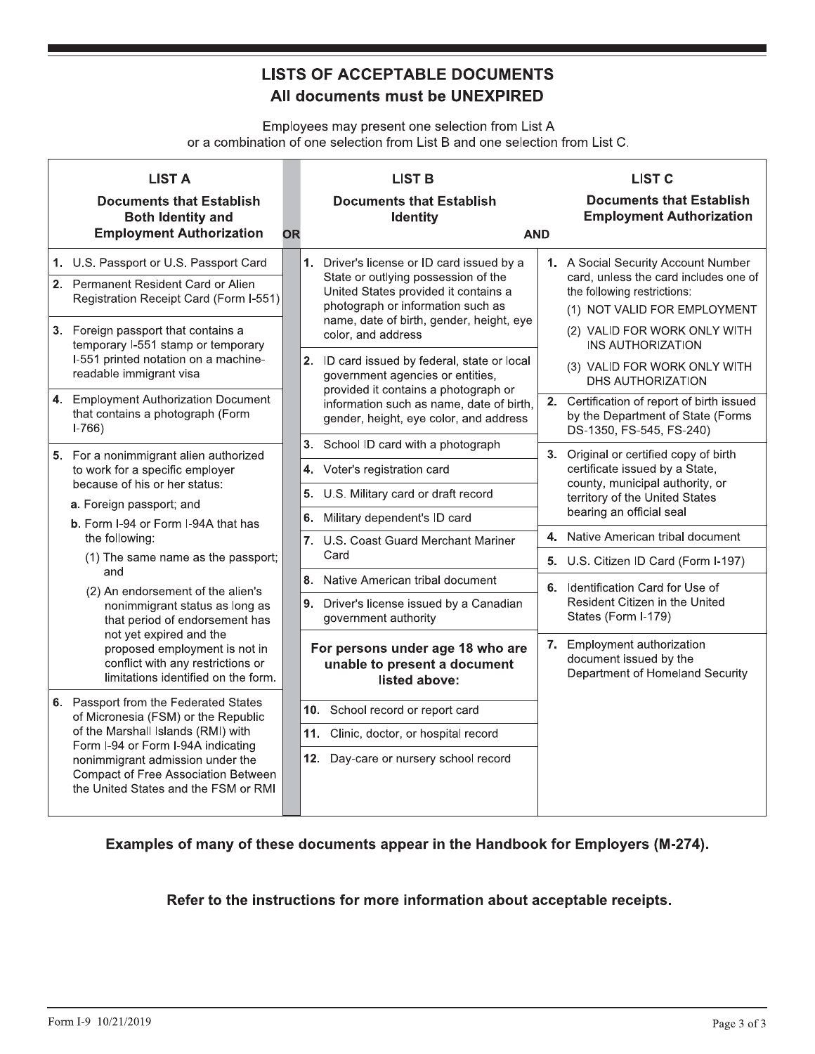# LISTS OF ACCEPTABLE DOCUMENTS

## All documents must be UNEXPIRED

Employees may present one selection from List A or a combination of one selection from List B and one selection from List C.

| LIST A<br>Documents that Establish Both Identity and Employment Authorization | OR | LIST B<br>Documents that Establish Identity | AND | LIST C<br>Documents that Establish Employment Authorization |
|---|---|---|---|---|
| 1. U.S. Passport or U.S. Passport Card<br>2. Permanent Resident Card or Alien Registration Receipt Card (Form I-551)<br>3. Foreign passport that contains a temporary I-551 stamp or temporary I-551 printed notation on a machine-readable immigrant visa<br>4. Employment Authorization Document that contains a photograph (Form I-766)<br>5. For a nonimmigrant alien authorized to work for a specific employer because of his or her status:<br>a. Foreign passport; and<br>b. Form I-94 or Form I-94A that has the following:<br>(1) The same name as the passport; and<br>(2) An endorsement of the alien's nonimmigrant status as long as that period of endorsement has not yet expired and the proposed employment is not in conflict with any restrictions or limitations identified on the form.<br>6. Passport from the Federated States of Micronesia (FSM) or the Republic of the Marshall Islands (RMI) with Form I-94 or Form I-94A indicating nonimmigrant admission under the Compact of Free Association Between the United States and the FSM or RMI | | 1. Driver's license or ID card issued by a State or outlying possession of the United States provided it contains a photograph or information such as name, date of birth, gender, height, eye color, and address<br>2. ID card issued by federal, state or local government agencies or entities, provided it contains a photograph or information such as name, date of birth, gender, height, eye color, and address<br>3. School ID card with a photograph<br>4. Voter's registration card<br>5. U.S. Military card or draft record<br>6. Military dependent's ID card<br>7. U.S. Coast Guard Merchant Mariner Card<br>8. Native American tribal document<br>9. Driver's license issued by a Canadian government authority<br>**For persons under age 18 who are unable to present a document listed above:**<br>10. School record or report card<br>11. Clinic, doctor, or hospital record<br>12. Day-care or nursery school record | | 1. A Social Security Account Number card, unless the card includes one of the following restrictions:<br>(1) NOT VALID FOR EMPLOYMENT<br>(2) VALID FOR WORK ONLY WITH INS AUTHORIZATION<br>(3) VALID FOR WORK ONLY WITH DHS AUTHORIZATION<br>2. Certification of report of birth issued by the Department of State (Forms DS-1350, FS-545, FS-240)<br>3. Original or certified copy of birth certificate issued by a State, county, municipal authority, or territory of the United States bearing an official seal<br>4. Native American tribal document<br>5. U.S. Citizen ID Card (Form I-197)<br>6. Identification Card for Use of Resident Citizen in the United States (Form I-179)<br>7. Employment authorization document issued by the Department of Homeland Security |

**Examples of many of these documents appear in the Handbook for Employers (M-274).**

**Refer to the instructions for more information about acceptable receipts.**

Form I-9 10/21/2019